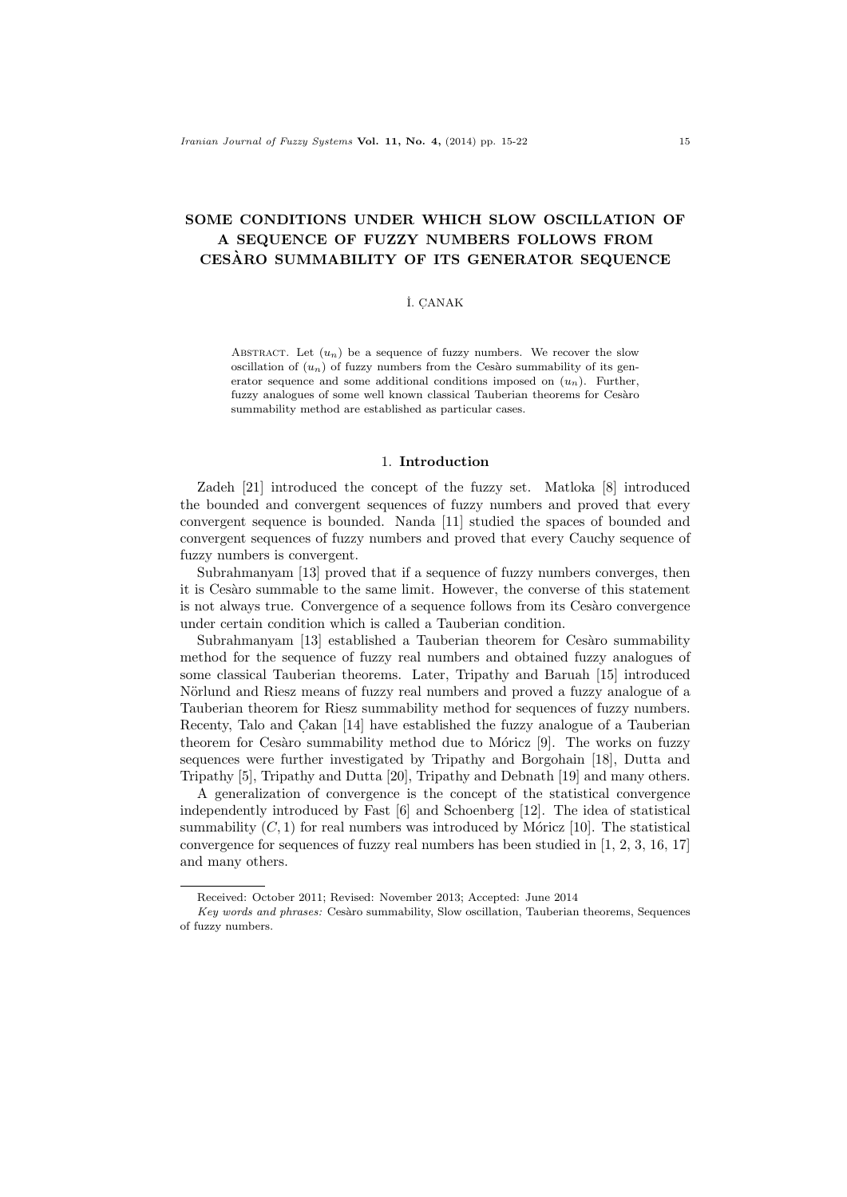# SOME CONDITIONS UNDER WHICH SLOW OSCILLATION OF A SEQUENCE OF FUZZY NUMBERS FOLLOWS FROM CESÀRO SUMMABILITY OF ITS GENERATOR SEQUENCE

İ. ÇANAK

Abstract. Let $(u_n)$ be a sequence of fuzzy numbers. We recover the slow oscillation of $(u_n)$ of fuzzy numbers from the Cesàro summability of its generator sequence and some additional conditions imposed on $(u_n)$. Further, fuzzy analogues of some well known classical Tauberian theorems for Cesàro summability method are established as particular cases.

## 1. Introduction

Zadeh [21] introduced the concept of the fuzzy set. Matloka [8] introduced the bounded and convergent sequences of fuzzy numbers and proved that every convergent sequence is bounded. Nanda [11] studied the spaces of bounded and convergent sequences of fuzzy numbers and proved that every Cauchy sequence of fuzzy numbers is convergent.

Subrahmanyam [13] proved that if a sequence of fuzzy numbers converges, then it is Cesàro summable to the same limit. However, the converse of this statement is not always true. Convergence of a sequence follows from its Cesàro convergence under certain condition which is called a Tauberian condition.

Subrahmanyam [13] established a Tauberian theorem for Cesàro summability method for the sequence of fuzzy real numbers and obtained fuzzy analogues of some classical Tauberian theorems. Later, Tripathy and Baruah [15] introduced Nörlund and Riesz means of fuzzy real numbers and proved a fuzzy analogue of a Tauberian theorem for Riesz summability method for sequences of fuzzy numbers. Recenty, Talo and Çakan [14] have established the fuzzy analogue of a Tauberian theorem for Cesàro summability method due to Móricz [9]. The works on fuzzy sequences were further investigated by Tripathy and Borgohain [18], Dutta and Tripathy [5], Tripathy and Dutta [20], Tripathy and Debnath [19] and many others.

A generalization of convergence is the concept of the statistical convergence independently introduced by Fast [6] and Schoenberg [12]. The idea of statistical summability $(C, 1)$ for real numbers was introduced by Móricz [10]. The statistical convergence for sequences of fuzzy real numbers has been studied in [1, 2, 3, 16, 17] and many others.

---

Received: October 2011; Revised: November 2013; Accepted: June 2014

*Key words and phrases:* Cesàro summability, Slow oscillation, Tauberian theorems, Sequences of fuzzy numbers.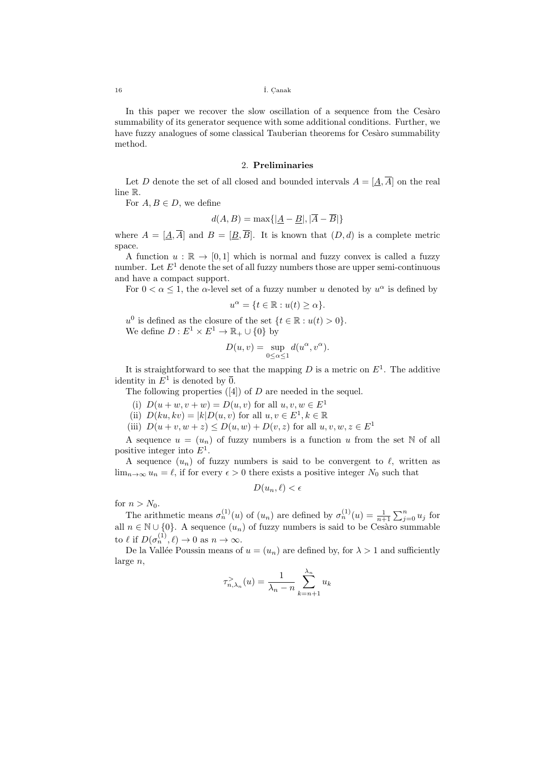In this paper we recover the slow oscillation of a sequence from the Cesàro summability of its generator sequence with some additional conditions. Further, we have fuzzy analogues of some classical Tauberian theorems for Cesàro summability method.

## 2. **Preliminaries**

Let $D$ denote the set of all closed and bounded intervals $A = [\underline{A}, \overline{A}]$ on the real line $\mathbb{R}$.

For $A, B \in D$, we define

$$d(A, B) = \max\{|\underline{A} - \underline{B}|, |\overline{A} - \overline{B}|\}$$

where $A = [\underline{A}, \overline{A}]$ and $B = [\underline{B}, \overline{B}]$. It is known that $(D, d)$ is a complete metric space.

A function $u : \mathbb{R} \to [0, 1]$ which is normal and fuzzy convex is called a fuzzy number. Let $E^1$ denote the set of all fuzzy numbers those are upper semi-continuous and have a compact support.

For $0 < \alpha \leq 1$, the $\alpha$-level set of a fuzzy number $u$ denoted by $u^\alpha$ is defined by

$$u^\alpha = \{t \in \mathbb{R} : u(t) \geq \alpha\}.$$

$u^0$ is defined as the closure of the set $\{t \in \mathbb{R} : u(t) > 0\}$.

We define $D : E^1 \times E^1 \to \mathbb{R}_+ \cup \{0\}$ by

$$D(u, v) = \sup_{0 \leq \alpha \leq 1} d(u^\alpha, v^\alpha).$$

It is straightforward to see that the mapping $D$ is a metric on $E^1$. The additive identity in $E^1$ is denoted by $\overline{0}$.

The following properties ([4]) of $D$ are needed in the sequel.

(i) $D(u + w, v + w) = D(u, v)$ for all $u, v, w \in E^1$

(ii) $D(ku, kv) = |k|D(u, v)$ for all $u, v \in E^1, k \in \mathbb{R}$

(iii) $D(u + v, w + z) \leq D(u, w) + D(v, z)$ for all $u, v, w, z \in E^1$

A sequence $u = (u_n)$ of fuzzy numbers is a function $u$ from the set $\mathbb{N}$ of all positive integer into $E^1$.

A sequence $(u_n)$ of fuzzy numbers is said to be convergent to $\ell$, written as $\lim_{n\to\infty} u_n = \ell$, if for every $\epsilon > 0$ there exists a positive integer $N_0$ such that

$$D(u_n, \ell) < \epsilon$$

for $n > N_0$.

The arithmetic means $\sigma_n^{(1)}(u)$ of $(u_n)$ are defined by $\sigma_n^{(1)}(u) = \frac{1}{n+1}\sum_{j=0}^{n} u_j$ for all $n \in \mathbb{N} \cup \{0\}$. A sequence $(u_n)$ of fuzzy numbers is said to be Cesàro summable to $\ell$ if $D(\sigma_n^{(1)}, \ell) \to 0$ as $n \to \infty$.

De la Vallée Poussin means of $u = (u_n)$ are defined by, for $\lambda > 1$ and sufficiently large $n$,

$$\tau_{n,\lambda_n}^{>}(u) = \frac{1}{\lambda_n - n} \sum_{k=n+1}^{\lambda_n} u_k$$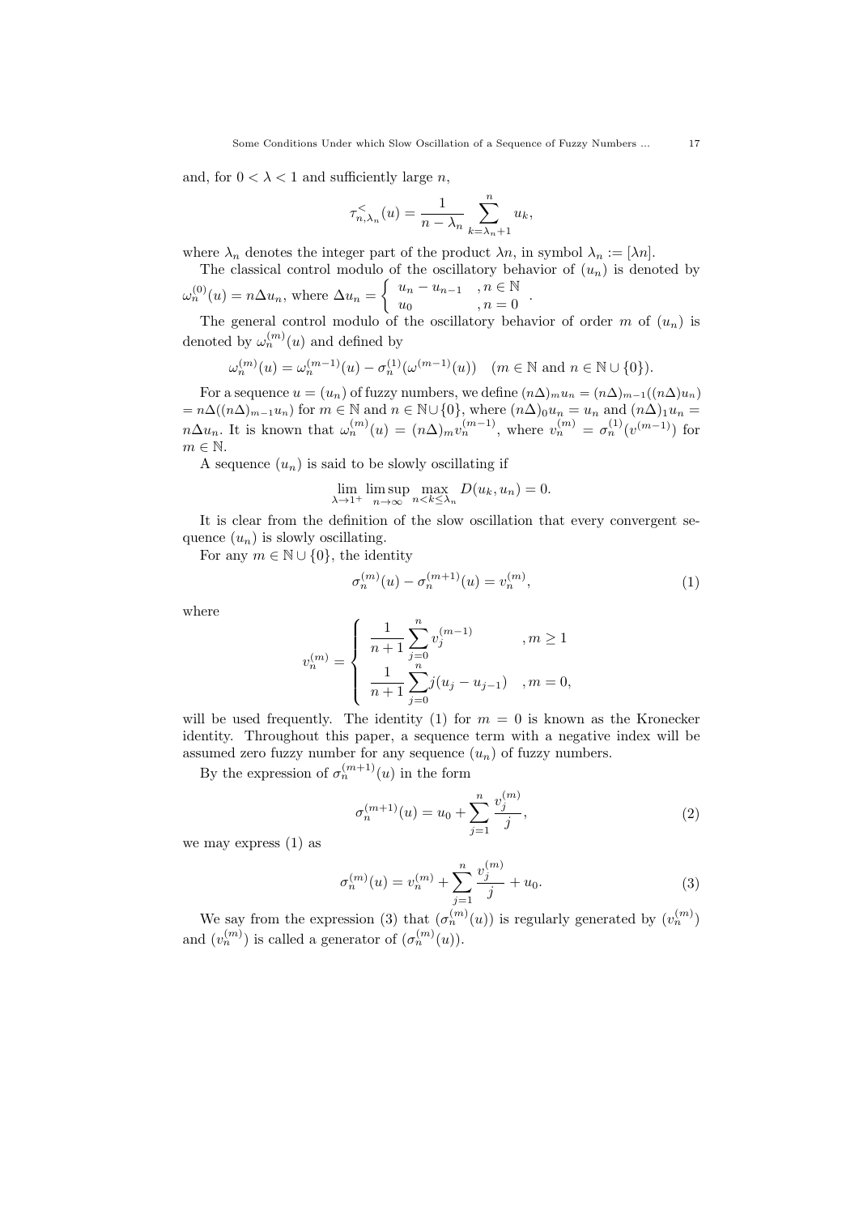and, for $0 < \lambda < 1$ and sufficiently large $n$,

$$\tau^{<}_{n,\lambda_n}(u) = \frac{1}{n-\lambda_n}\sum_{k=\lambda_n+1}^{n} u_k,$$

where $\lambda_n$ denotes the integer part of the product $\lambda n$, in symbol $\lambda_n := [\lambda n]$.

The classical control modulo of the oscillatory behavior of $(u_n)$ is denoted by $\omega_n^{(0)}(u) = n\Delta u_n$, where $\Delta u_n = \begin{cases} u_n - u_{n-1} & , n \in \mathbb{N} \\ u_0 & , n = 0 \end{cases}$.

The general control modulo of the oscillatory behavior of order $m$ of $(u_n)$ is denoted by $\omega_n^{(m)}(u)$ and defined by

$$\omega_n^{(m)}(u) = \omega_n^{(m-1)}(u) - \sigma_n^{(1)}(\omega^{(m-1)}(u)) \quad (m \in \mathbb{N} \text{ and } n \in \mathbb{N} \cup \{0\}).$$

For a sequence $u = (u_n)$ of fuzzy numbers, we define $(n\Delta)_m u_n = (n\Delta)_{m-1}((n\Delta)u_n) = n\Delta((n\Delta)_{m-1}u_n)$ for $m \in \mathbb{N}$ and $n \in \mathbb{N} \cup \{0\}$, where $(n\Delta)_0 u_n = u_n$ and $(n\Delta)_1 u_n = n\Delta u_n$. It is known that $\omega_n^{(m)}(u) = (n\Delta)_m v_n^{(m-1)}$, where $v_n^{(m)} = \sigma_n^{(1)}(v^{(m-1)})$ for $m \in \mathbb{N}$.

A sequence $(u_n)$ is said to be slowly oscillating if

$$\lim_{\lambda \to 1^+} \limsup_{n\to\infty} \max_{n<k\leq \lambda_n} D(u_k, u_n) = 0.$$

It is clear from the definition of the slow oscillation that every convergent sequence $(u_n)$ is slowly oscillating.

For any $m \in \mathbb{N} \cup \{0\}$, the identity

$$\sigma_n^{(m)}(u) - \sigma_n^{(m+1)}(u) = v_n^{(m)}, \tag{1}$$

where

$$v_n^{(m)} = \begin{cases} \dfrac{1}{n+1}\displaystyle\sum_{j=0}^{n} v_j^{(m-1)} & , m \geq 1 \\ \dfrac{1}{n+1}\displaystyle\sum_{j=0}^{n} j(u_j - u_{j-1}) & , m = 0, \end{cases}$$

will be used frequently. The identity (1) for $m = 0$ is known as the Kronecker identity. Throughout this paper, a sequence term with a negative index will be assumed zero fuzzy number for any sequence $(u_n)$ of fuzzy numbers.

By the expression of $\sigma_n^{(m+1)}(u)$ in the form

$$\sigma_n^{(m+1)}(u) = u_0 + \sum_{j=1}^{n} \frac{v_j^{(m)}}{j}, \tag{2}$$

we may express (1) as

$$\sigma_n^{(m)}(u) = v_n^{(m)} + \sum_{j=1}^{n} \frac{v_j^{(m)}}{j} + u_0. \tag{3}$$

We say from the expression (3) that $(\sigma_n^{(m)}(u))$ is regularly generated by $(v_n^{(m)})$ and $(v_n^{(m)})$ is called a generator of $(\sigma_n^{(m)}(u))$.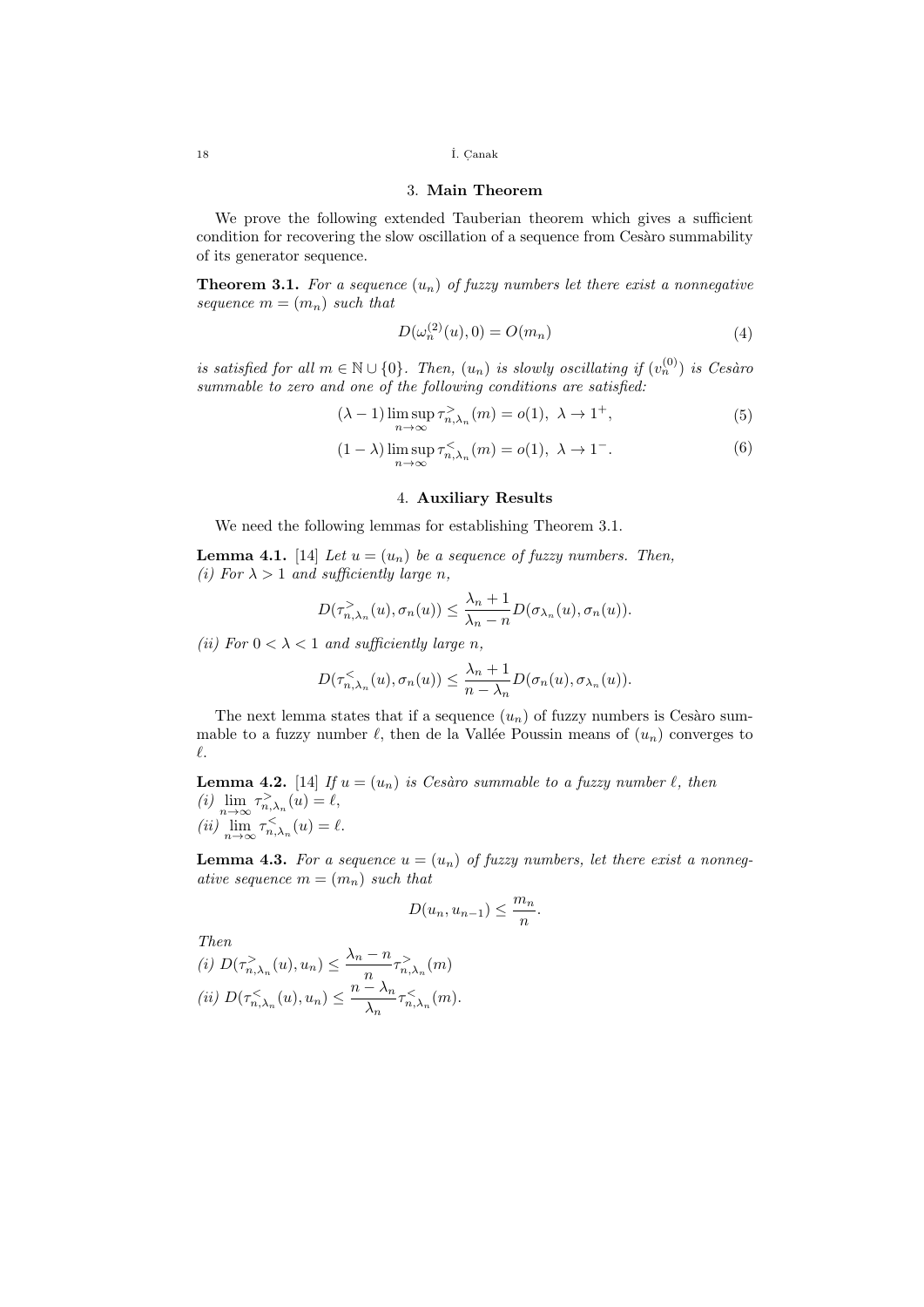## 3. **Main Theorem**

We prove the following extended Tauberian theorem which gives a sufficient condition for recovering the slow oscillation of a sequence from Cesàro summability of its generator sequence.

**Theorem 3.1.** *For a sequence $(u_n)$ of fuzzy numbers let there exist a nonnegative sequence $m = (m_n)$ such that*

$$D(\omega_n^{(2)}(u), 0) = O(m_n) \tag{4}$$

*is satisfied for all $m \in \mathbb{N} \cup \{0\}$. Then, $(u_n)$ is slowly oscillating if $(v_n^{(0)})$ is Cesàro summable to zero and one of the following conditions are satisfied:*

$$(\lambda - 1) \limsup_{n\to\infty} \tau^{>}_{n,\lambda_n}(m) = o(1), \ \ \lambda \to 1^+, \tag{5}$$

$$(1 - \lambda) \limsup_{n\to\infty} \tau^{<}_{n,\lambda_n}(m) = o(1), \ \ \lambda \to 1^-. \tag{6}$$

## 4. **Auxiliary Results**

We need the following lemmas for establishing Theorem 3.1.

**Lemma 4.1.** [14] *Let $u = (u_n)$ be a sequence of fuzzy numbers. Then,*
*(i) For $\lambda > 1$ and sufficiently large $n$,*

$$D(\tau^{>}_{n,\lambda_n}(u), \sigma_n(u)) \leq \frac{\lambda_n + 1}{\lambda_n - n} D(\sigma_{\lambda_n}(u), \sigma_n(u)).$$

*(ii) For $0 < \lambda < 1$ and sufficiently large $n$,*

$$D(\tau^{<}_{n,\lambda_n}(u), \sigma_n(u)) \leq \frac{\lambda_n + 1}{n - \lambda_n} D(\sigma_n(u), \sigma_{\lambda_n}(u)).$$

The next lemma states that if a sequence $(u_n)$ of fuzzy numbers is Cesàro summable to a fuzzy number $\ell$, then de la Vallée Poussin means of $(u_n)$ converges to $\ell$.

**Lemma 4.2.** [14] *If $u = (u_n)$ is Cesàro summable to a fuzzy number $\ell$, then*
*(i) $\lim\limits_{n\to\infty} \tau^{>}_{n,\lambda_n}(u) = \ell$,*
*(ii) $\lim\limits_{n\to\infty} \tau^{<}_{n,\lambda_n}(u) = \ell$.*

**Lemma 4.3.** *For a sequence $u = (u_n)$ of fuzzy numbers, let there exist a nonnegative sequence $m = (m_n)$ such that*

$$D(u_n, u_{n-1}) \leq \frac{m_n}{n}.$$

*Then*
*(i) $D(\tau^{>}_{n,\lambda_n}(u), u_n) \leq \dfrac{\lambda_n - n}{n} \tau^{>}_{n,\lambda_n}(m)$*
*(ii) $D(\tau^{<}_{n,\lambda_n}(u), u_n) \leq \dfrac{n - \lambda_n}{\lambda_n} \tau^{<}_{n,\lambda_n}(m)$.*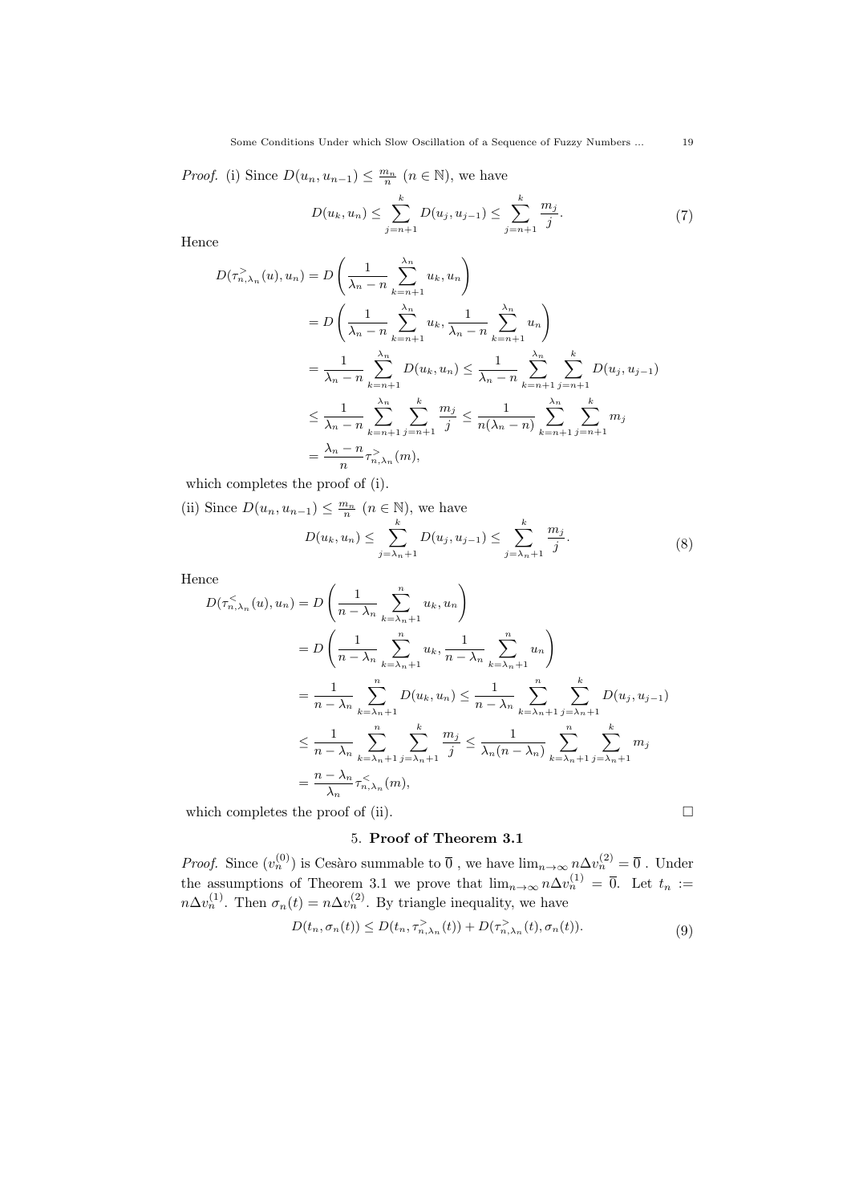*Proof.* (i) Since $D(u_n, u_{n-1}) \leq \frac{m_n}{n}$ $(n \in \mathbb{N})$, we have

$$D(u_k, u_n) \leq \sum_{j=n+1}^{k} D(u_j, u_{j-1}) \leq \sum_{j=n+1}^{k} \frac{m_j}{j}. \tag{7}$$

Hence

$$\begin{aligned}
D(\tau^{>}_{n,\lambda_n}(u), u_n) &= D\left(\frac{1}{\lambda_n - n}\sum_{k=n+1}^{\lambda_n} u_k, u_n\right) \\
&= D\left(\frac{1}{\lambda_n - n}\sum_{k=n+1}^{\lambda_n} u_k, \frac{1}{\lambda_n - n}\sum_{k=n+1}^{\lambda_n} u_n\right) \\
&= \frac{1}{\lambda_n - n}\sum_{k=n+1}^{\lambda_n} D(u_k, u_n) \leq \frac{1}{\lambda_n - n}\sum_{k=n+1}^{\lambda_n}\sum_{j=n+1}^{k} D(u_j, u_{j-1}) \\
&\leq \frac{1}{\lambda_n - n}\sum_{k=n+1}^{\lambda_n}\sum_{j=n+1}^{k} \frac{m_j}{j} \leq \frac{1}{n(\lambda_n - n)}\sum_{k=n+1}^{\lambda_n}\sum_{j=n+1}^{k} m_j \\
&= \frac{\lambda_n - n}{n}\tau^{>}_{n,\lambda_n}(m),
\end{aligned}$$

which completes the proof of (i).

(ii) Since $D(u_n, u_{n-1}) \leq \frac{m_n}{n}$ $(n \in \mathbb{N})$, we have

$$D(u_k, u_n) \leq \sum_{j=\lambda_n+1}^{k} D(u_j, u_{j-1}) \leq \sum_{j=\lambda_n+1}^{k} \frac{m_j}{j}. \tag{8}$$

Hence

$$\begin{aligned}
D(\tau^{<}_{n,\lambda_n}(u), u_n) &= D\left(\frac{1}{n - \lambda_n}\sum_{k=\lambda_n+1}^{n} u_k, u_n\right) \\
&= D\left(\frac{1}{n - \lambda_n}\sum_{k=\lambda_n+1}^{n} u_k, \frac{1}{n - \lambda_n}\sum_{k=\lambda_n+1}^{n} u_n\right) \\
&= \frac{1}{n - \lambda_n}\sum_{k=\lambda_n+1}^{n} D(u_k, u_n) \leq \frac{1}{n - \lambda_n}\sum_{k=\lambda_n+1}^{n}\sum_{j=\lambda_n+1}^{k} D(u_j, u_{j-1}) \\
&\leq \frac{1}{n - \lambda_n}\sum_{k=\lambda_n+1}^{n}\sum_{j=\lambda_n+1}^{k} \frac{m_j}{j} \leq \frac{1}{\lambda_n(n - \lambda_n)}\sum_{k=\lambda_n+1}^{n}\sum_{j=\lambda_n+1}^{k} m_j \\
&= \frac{n - \lambda_n}{\lambda_n}\tau^{<}_{n,\lambda_n}(m),
\end{aligned}$$

which completes the proof of (ii). □

## 5. Proof of Theorem 3.1

*Proof.* Since $(v_n^{(0)})$ is Cesàro summable to $\overline{0}$ , we have $\lim_{n\to\infty} n\Delta v_n^{(2)} = \overline{0}$ . Under the assumptions of Theorem 3.1 we prove that $\lim_{n\to\infty} n\Delta v_n^{(1)} = \overline{0}$. Let $t_n := n\Delta v_n^{(1)}$. Then $\sigma_n(t) = n\Delta v_n^{(2)}$. By triangle inequality, we have

$$D(t_n, \sigma_n(t)) \leq D(t_n, \tau^{>}_{n,\lambda_n}(t)) + D(\tau^{>}_{n,\lambda_n}(t), \sigma_n(t)). \tag{9}$$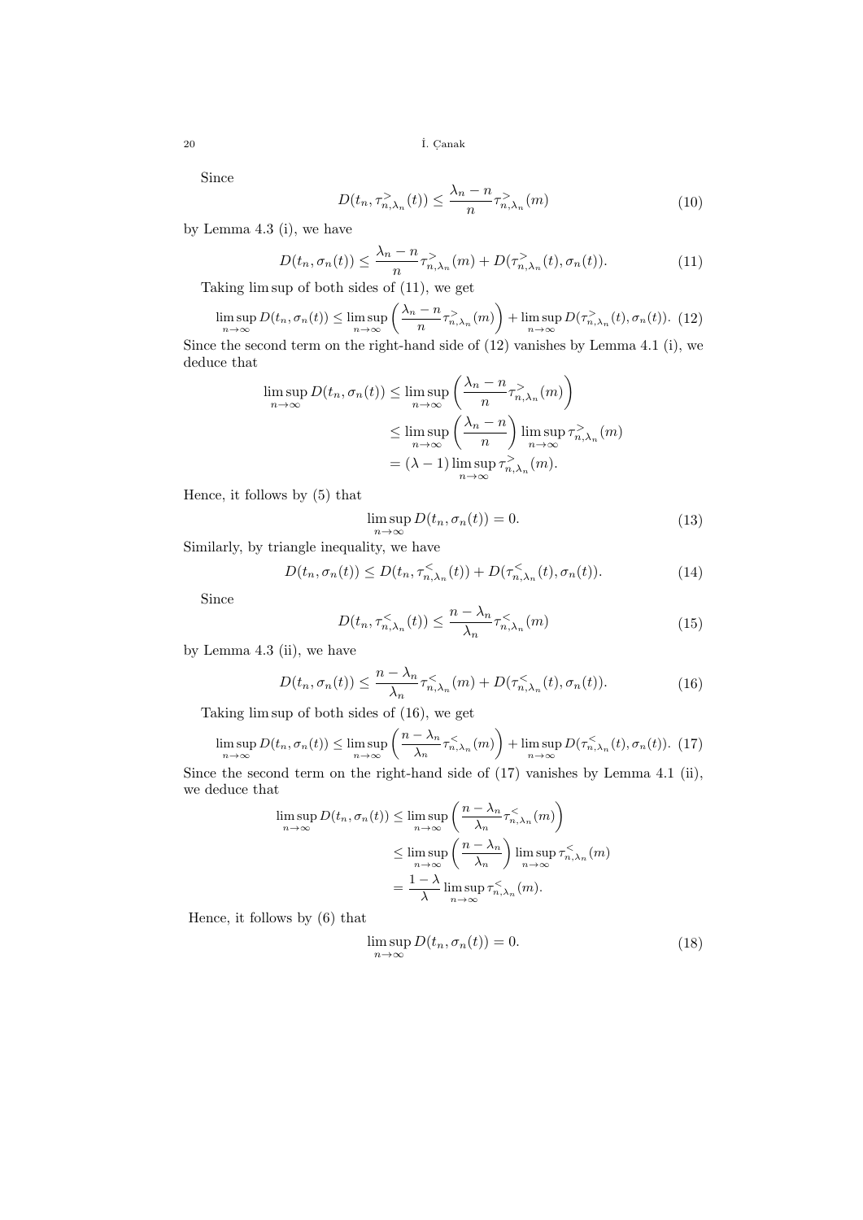Since

$$D(t_n, \tau^{>}_{n,\lambda_n}(t)) \leq \frac{\lambda_n - n}{n} \tau^{>}_{n,\lambda_n}(m) \tag{10}$$

by Lemma 4.3 (i), we have

$$D(t_n, \sigma_n(t)) \leq \frac{\lambda_n - n}{n} \tau^{>}_{n,\lambda_n}(m) + D(\tau^{>}_{n,\lambda_n}(t), \sigma_n(t)). \tag{11}$$

Taking lim sup of both sides of (11), we get

$$\limsup_{n\to\infty} D(t_n, \sigma_n(t)) \leq \limsup_{n\to\infty} \left( \frac{\lambda_n - n}{n} \tau^{>}_{n,\lambda_n}(m) \right) + \limsup_{n\to\infty} D(\tau^{>}_{n,\lambda_n}(t), \sigma_n(t)). \tag{12}$$

Since the second term on the right-hand side of (12) vanishes by Lemma 4.1 (i), we deduce that

$$\begin{aligned}
\limsup_{n\to\infty} D(t_n, \sigma_n(t)) &\leq \limsup_{n\to\infty} \left( \frac{\lambda_n - n}{n} \tau^{>}_{n,\lambda_n}(m) \right) \\
&\leq \limsup_{n\to\infty} \left( \frac{\lambda_n - n}{n} \right) \limsup_{n\to\infty} \tau^{>}_{n,\lambda_n}(m) \\
&= (\lambda - 1) \limsup_{n\to\infty} \tau^{>}_{n,\lambda_n}(m).
\end{aligned}$$

Hence, it follows by (5) that

$$\limsup_{n\to\infty} D(t_n, \sigma_n(t)) = 0. \tag{13}$$

Similarly, by triangle inequality, we have

$$D(t_n, \sigma_n(t)) \leq D(t_n, \tau^{<}_{n,\lambda_n}(t)) + D(\tau^{<}_{n,\lambda_n}(t), \sigma_n(t)). \tag{14}$$

Since

$$D(t_n, \tau^{<}_{n,\lambda_n}(t)) \leq \frac{n - \lambda_n}{\lambda_n} \tau^{<}_{n,\lambda_n}(m) \tag{15}$$

by Lemma 4.3 (ii), we have

$$D(t_n, \sigma_n(t)) \leq \frac{n - \lambda_n}{\lambda_n} \tau^{<}_{n,\lambda_n}(m) + D(\tau^{<}_{n,\lambda_n}(t), \sigma_n(t)). \tag{16}$$

Taking lim sup of both sides of (16), we get

$$\limsup_{n\to\infty} D(t_n, \sigma_n(t)) \leq \limsup_{n\to\infty} \left( \frac{n - \lambda_n}{\lambda_n} \tau^{<}_{n,\lambda_n}(m) \right) + \limsup_{n\to\infty} D(\tau^{<}_{n,\lambda_n}(t), \sigma_n(t)). \tag{17}$$

Since the second term on the right-hand side of (17) vanishes by Lemma 4.1 (ii), we deduce that

$$\begin{aligned}
\limsup_{n\to\infty} D(t_n, \sigma_n(t)) &\leq \limsup_{n\to\infty} \left( \frac{n - \lambda_n}{\lambda_n} \tau^{<}_{n,\lambda_n}(m) \right) \\
&\leq \limsup_{n\to\infty} \left( \frac{n - \lambda_n}{\lambda_n} \right) \limsup_{n\to\infty} \tau^{<}_{n,\lambda_n}(m) \\
&= \frac{1 - \lambda}{\lambda} \limsup_{n\to\infty} \tau^{<}_{n,\lambda_n}(m).
\end{aligned}$$

Hence, it follows by (6) that

$$\limsup_{n\to\infty} D(t_n, \sigma_n(t)) = 0. \tag{18}$$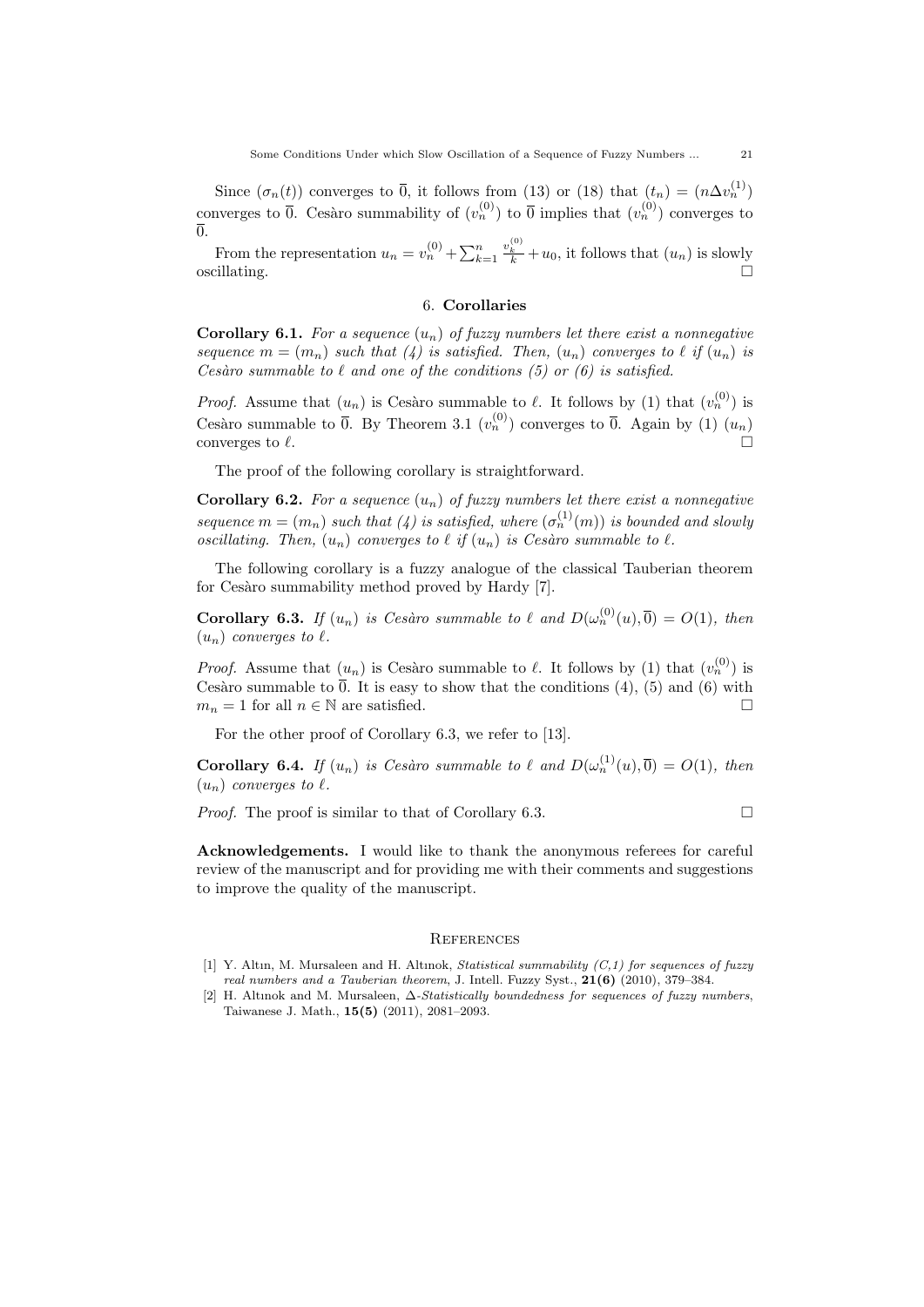Since $(\sigma_n(t))$ converges to $\overline{0}$, it follows from (13) or (18) that $(t_n) = (n\Delta v_n^{(1)})$ converges to $\overline{0}$. Cesàro summability of $(v_n^{(0)})$ to $\overline{0}$ implies that $(v_n^{(0)})$ converges to $\overline{0}$.

From the representation $u_n = v_n^{(0)} + \sum_{k=1}^{n} \frac{v_k^{(0)}}{k} + u_0$, it follows that $(u_n)$ is slowly oscillating. □

## 6. Corollaries

**Corollary 6.1.** *For a sequence $(u_n)$ of fuzzy numbers let there exist a nonnegative sequence $m = (m_n)$ such that (4) is satisfied. Then, $(u_n)$ converges to $\ell$ if $(u_n)$ is Cesàro summable to $\ell$ and one of the conditions (5) or (6) is satisfied.*

*Proof.* Assume that $(u_n)$ is Cesàro summable to $\ell$. It follows by (1) that $(v_n^{(0)})$ is Cesàro summable to $\overline{0}$. By Theorem 3.1 $(v_n^{(0)})$ converges to $\overline{0}$. Again by (1) $(u_n)$ converges to $\ell$. □

The proof of the following corollary is straightforward.

**Corollary 6.2.** *For a sequence $(u_n)$ of fuzzy numbers let there exist a nonnegative sequence $m = (m_n)$ such that (4) is satisfied, where $(\sigma_n^{(1)}(m))$ is bounded and slowly oscillating. Then, $(u_n)$ converges to $\ell$ if $(u_n)$ is Cesàro summable to $\ell$.*

The following corollary is a fuzzy analogue of the classical Tauberian theorem for Cesàro summability method proved by Hardy [7].

**Corollary 6.3.** *If $(u_n)$ is Cesàro summable to $\ell$ and $D(\omega_n^{(0)}(u), \overline{0}) = O(1)$, then $(u_n)$ converges to $\ell$.*

*Proof.* Assume that $(u_n)$ is Cesàro summable to $\ell$. It follows by (1) that $(v_n^{(0)})$ is Cesàro summable to $\overline{0}$. It is easy to show that the conditions (4), (5) and (6) with $m_n = 1$ for all $n \in \mathbb{N}$ are satisfied. □

For the other proof of Corollary 6.3, we refer to [13].

**Corollary 6.4.** *If $(u_n)$ is Cesàro summable to $\ell$ and $D(\omega_n^{(1)}(u), \overline{0}) = O(1)$, then $(u_n)$ converges to $\ell$.*

*Proof.* The proof is similar to that of Corollary 6.3. □

**Acknowledgements.** I would like to thank the anonymous referees for careful review of the manuscript and for providing me with their comments and suggestions to improve the quality of the manuscript.

## References

[1] Y. Altın, M. Mursaleen and H. Altınok, *Statistical summability (C,1) for sequences of fuzzy real numbers and a Tauberian theorem*, J. Intell. Fuzzy Syst., **21(6)** (2010), 379–384.

[2] H. Altınok and M. Mursaleen, *Δ-Statistically boundedness for sequences of fuzzy numbers*, Taiwanese J. Math., **15(5)** (2011), 2081–2093.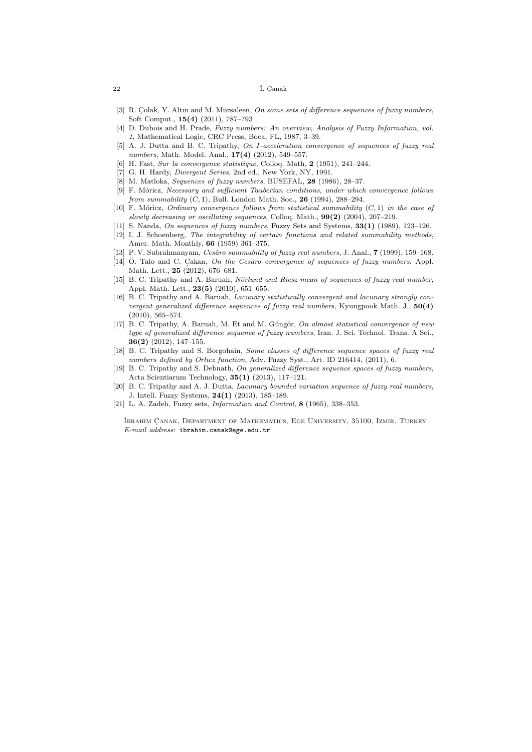[3] R. Çolak, Y. Altın and M. Mursaleen, *On some sets of difference sequences of fuzzy numbers*, Soft Comput., **15(4)** (2011), 787–793

[4] D. Dubois and H. Prade, *Fuzzy numbers: An overview, Analysis of Fuzzy Information, vol. 1*, Mathematical Logic, CRC Press, Boca, FL, 1987, 3–39.

[5] A. J. Dutta and B. C. Tripathy, *On I-acceleration convergence of sequences of fuzzy real numbers*, Math. Model. Anal., **17(4)** (2012), 549–557.

[6] H. Fast, *Sur la convergence statistique*, Colloq. Math, **2** (1951), 241–244.

[7] G. H. Hardy, *Divergent Series*, 2nd ed., New York, NY, 1991.

[8] M. Matloka, *Sequences of fuzzy numbers*, BUSEFAL, **28** (1986), 28–37.

[9] F. Móricz, *Necessary and sufficient Tauberian conditions, under which convergence follows from summability* $(C, 1)$, Bull. London Math. Soc., **26** (1994), 288–294.

[10] F. Móricz, *Ordinary convergence follows from statistical summability* $(C, 1)$ *in the case of slowly decreasing or oscillating sequences*, Colloq. Math., **99(2)** (2004), 207–219.

[11] S. Nanda, *On sequences of fuzzy numbers*, Fuzzy Sets and Systems, **33(1)** (1989), 123–126.

[12] I. J. Schoenberg, *The integrability of certain functions and related summability methods*, Amer. Math. Monthly, **66** (1959) 361–375.

[13] P. V. Subrahmanyam, *Cesàro summability of fuzzy real numbers*, J. Anal., **7** (1999), 159–168.

[14] Ö. Talo and C. Çakan, *On the Cesàro convergence of sequences of fuzzy numbers*, Appl. Math. Lett., **25** (2012), 676–681.

[15] B. C. Tripathy and A. Baruah, *Nörlund and Riesz mean of sequences of fuzzy real number*, Appl. Math. Lett., **23(5)** (2010), 651–655.

[16] B. C. Tripathy and A. Baruah, *Lacunary statistically convergent and lacunary strongly convergent generalized difference sequences of fuzzy real numbers*, Kyungpook Math. J., **50(4)** (2010), 565–574.

[17] B. C. Tripathy, A. Baruah, M. Et and M. Güngör, *On almost statistical convergence of new type of generalized difference sequence of fuzzy numbers*, Iran. J. Sci. Technol. Trans. A Sci., **36(2)** (2012), 147–155.

[18] B. C. Tripathy and S. Borgohain, *Some classes of difference sequence spaces of fuzzy real numbers defined by Orlicz function*, Adv. Fuzzy Syst., Art. ID 216414, (2011), 6.

[19] B. C. Tripathy and S. Debnath, *On generalized difference sequence spaces of fuzzy numbers*, Acta Scientiarum Technology, **35(1)** (2013), 117–121.

[20] B. C. Tripathy and A. J. Dutta, *Lacunary bounded variation sequence of fuzzy real numbers*, J. Intell. Fuzzy Systems, **24(1)** (2013), 185–189.

[21] L. A. Zadeh, Fuzzy sets, *Information and Control*, **8** (1965), 338–353.

İbrahim Çanak, Department of Mathematics, Ege University, 35100, Izmir, Turkey
*E-mail address*: ibrahim.canak@ege.edu.tr